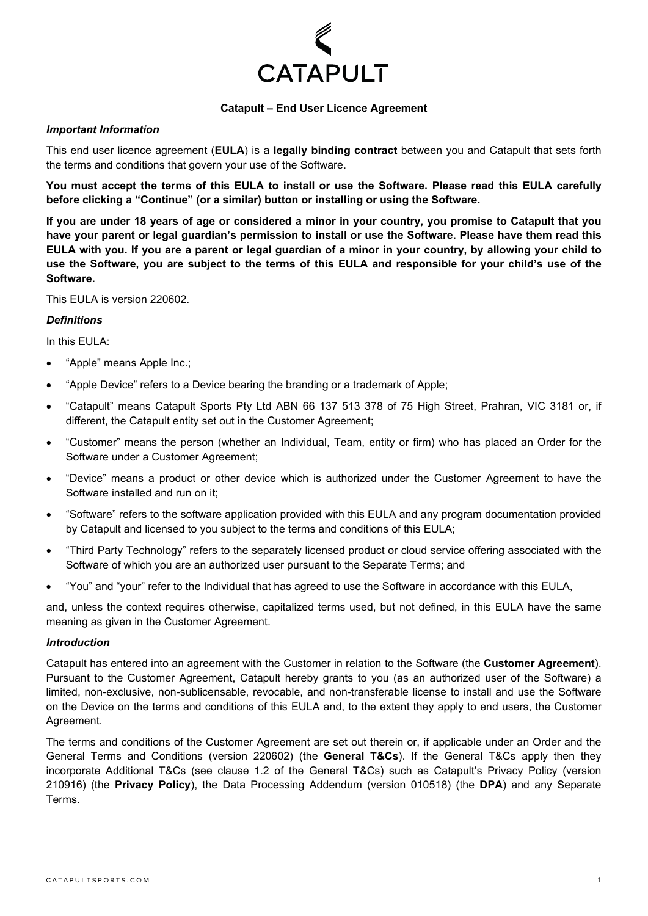# Catapult – End User Licence Agreement

***Important Information***

This end user licence agreement (**EULA**) is a **legally binding contract** between you and Catapult that sets forth the terms and conditions that govern your use of the Software.

**You must accept the terms of this EULA to install or use the Software. Please read this EULA carefully before clicking a "Continue" (or a similar) button or installing or using the Software.**

**If you are under 18 years of age or considered a minor in your country, you promise to Catapult that you have your parent or legal guardian's permission to install or use the Software. Please have them read this EULA with you. If you are a parent or legal guardian of a minor in your country, by allowing your child to use the Software, you are subject to the terms of this EULA and responsible for your child's use of the Software.**

This EULA is version 220602.

***Definitions***

In this EULA:

- "Apple" means Apple Inc.;
- "Apple Device" refers to a Device bearing the branding or a trademark of Apple;
- "Catapult" means Catapult Sports Pty Ltd ABN 66 137 513 378 of 75 High Street, Prahran, VIC 3181 or, if different, the Catapult entity set out in the Customer Agreement;
- "Customer" means the person (whether an Individual, Team, entity or firm) who has placed an Order for the Software under a Customer Agreement;
- "Device" means a product or other device which is authorized under the Customer Agreement to have the Software installed and run on it;
- "Software" refers to the software application provided with this EULA and any program documentation provided by Catapult and licensed to you subject to the terms and conditions of this EULA;
- "Third Party Technology" refers to the separately licensed product or cloud service offering associated with the Software of which you are an authorized user pursuant to the Separate Terms; and
- "You" and "your" refer to the Individual that has agreed to use the Software in accordance with this EULA,

and, unless the context requires otherwise, capitalized terms used, but not defined, in this EULA have the same meaning as given in the Customer Agreement.

***Introduction***

Catapult has entered into an agreement with the Customer in relation to the Software (the **Customer Agreement**). Pursuant to the Customer Agreement, Catapult hereby grants to you (as an authorized user of the Software) a limited, non-exclusive, non-sublicensable, revocable, and non-transferable license to install and use the Software on the Device on the terms and conditions of this EULA and, to the extent they apply to end users, the Customer Agreement.

The terms and conditions of the Customer Agreement are set out therein or, if applicable under an Order and the General Terms and Conditions (version 220602) (the **General T&Cs**). If the General T&Cs apply then they incorporate Additional T&Cs (see clause 1.2 of the General T&Cs) such as Catapult's Privacy Policy (version 210916) (the **Privacy Policy**), the Data Processing Addendum (version 010518) (the **DPA**) and any Separate Terms.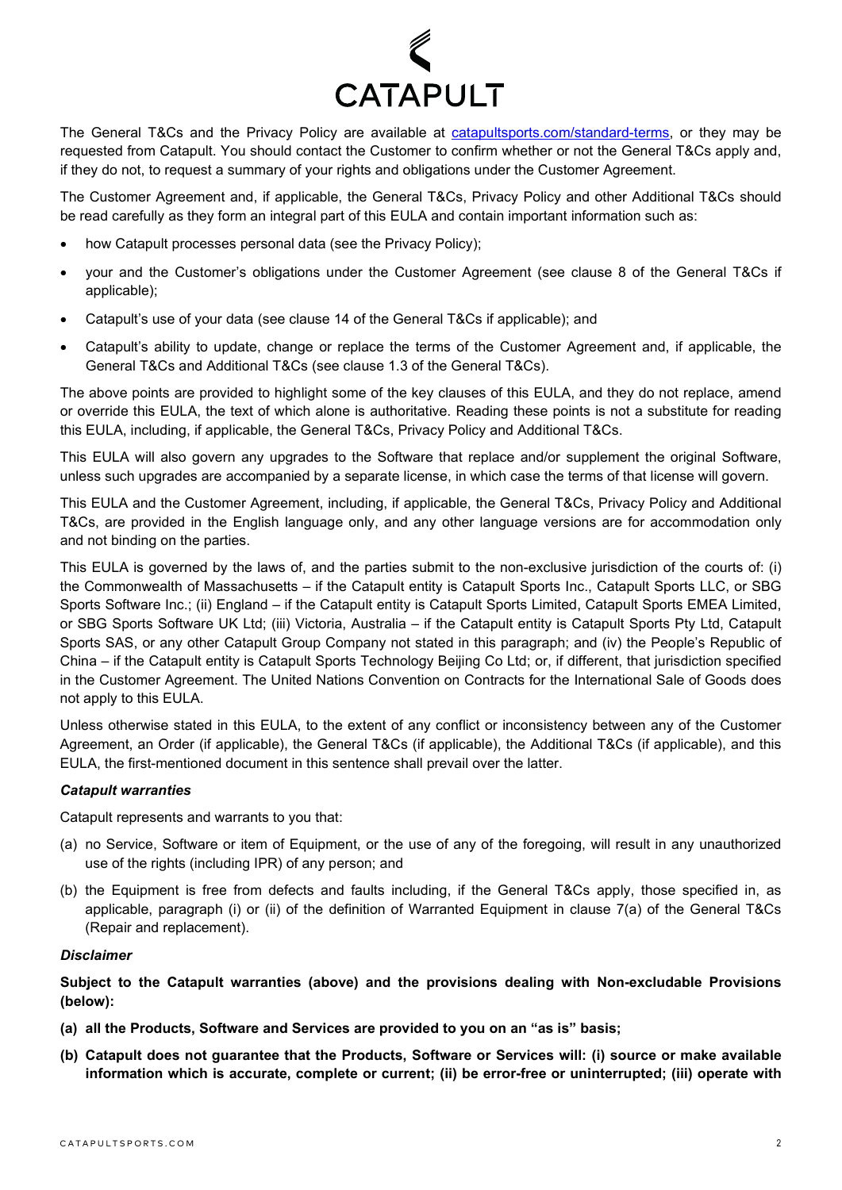The General T&Cs and the Privacy Policy are available at [catapultsports.com/standard-terms](catapultsports.com/standard-terms), or they may be requested from Catapult. You should contact the Customer to confirm whether or not the General T&Cs apply and, if they do not, to request a summary of your rights and obligations under the Customer Agreement.

The Customer Agreement and, if applicable, the General T&Cs, Privacy Policy and other Additional T&Cs should be read carefully as they form an integral part of this EULA and contain important information such as:

- how Catapult processes personal data (see the Privacy Policy);
- your and the Customer's obligations under the Customer Agreement (see clause 8 of the General T&Cs if applicable);
- Catapult's use of your data (see clause 14 of the General T&Cs if applicable); and
- Catapult's ability to update, change or replace the terms of the Customer Agreement and, if applicable, the General T&Cs and Additional T&Cs (see clause 1.3 of the General T&Cs).

The above points are provided to highlight some of the key clauses of this EULA, and they do not replace, amend or override this EULA, the text of which alone is authoritative. Reading these points is not a substitute for reading this EULA, including, if applicable, the General T&Cs, Privacy Policy and Additional T&Cs.

This EULA will also govern any upgrades to the Software that replace and/or supplement the original Software, unless such upgrades are accompanied by a separate license, in which case the terms of that license will govern.

This EULA and the Customer Agreement, including, if applicable, the General T&Cs, Privacy Policy and Additional T&Cs, are provided in the English language only, and any other language versions are for accommodation only and not binding on the parties.

This EULA is governed by the laws of, and the parties submit to the non-exclusive jurisdiction of the courts of: (i) the Commonwealth of Massachusetts – if the Catapult entity is Catapult Sports Inc., Catapult Sports LLC, or SBG Sports Software Inc.; (ii) England – if the Catapult entity is Catapult Sports Limited, Catapult Sports EMEA Limited, or SBG Sports Software UK Ltd; (iii) Victoria, Australia – if the Catapult entity is Catapult Sports Pty Ltd, Catapult Sports SAS, or any other Catapult Group Company not stated in this paragraph; and (iv) the People's Republic of China – if the Catapult entity is Catapult Sports Technology Beijing Co Ltd; or, if different, that jurisdiction specified in the Customer Agreement. The United Nations Convention on Contracts for the International Sale of Goods does not apply to this EULA.

Unless otherwise stated in this EULA, to the extent of any conflict or inconsistency between any of the Customer Agreement, an Order (if applicable), the General T&Cs (if applicable), the Additional T&Cs (if applicable), and this EULA, the first-mentioned document in this sentence shall prevail over the latter.

***Catapult warranties***

Catapult represents and warrants to you that:

(a) no Service, Software or item of Equipment, or the use of any of the foregoing, will result in any unauthorized use of the rights (including IPR) of any person; and

(b) the Equipment is free from defects and faults including, if the General T&Cs apply, those specified in, as applicable, paragraph (i) or (ii) of the definition of Warranted Equipment in clause 7(a) of the General T&Cs (Repair and replacement).

***Disclaimer***

**Subject to the Catapult warranties (above) and the provisions dealing with Non-excludable Provisions (below):**

**(a) all the Products, Software and Services are provided to you on an "as is" basis;**

**(b) Catapult does not guarantee that the Products, Software or Services will: (i) source or make available information which is accurate, complete or current; (ii) be error-free or uninterrupted; (iii) operate with**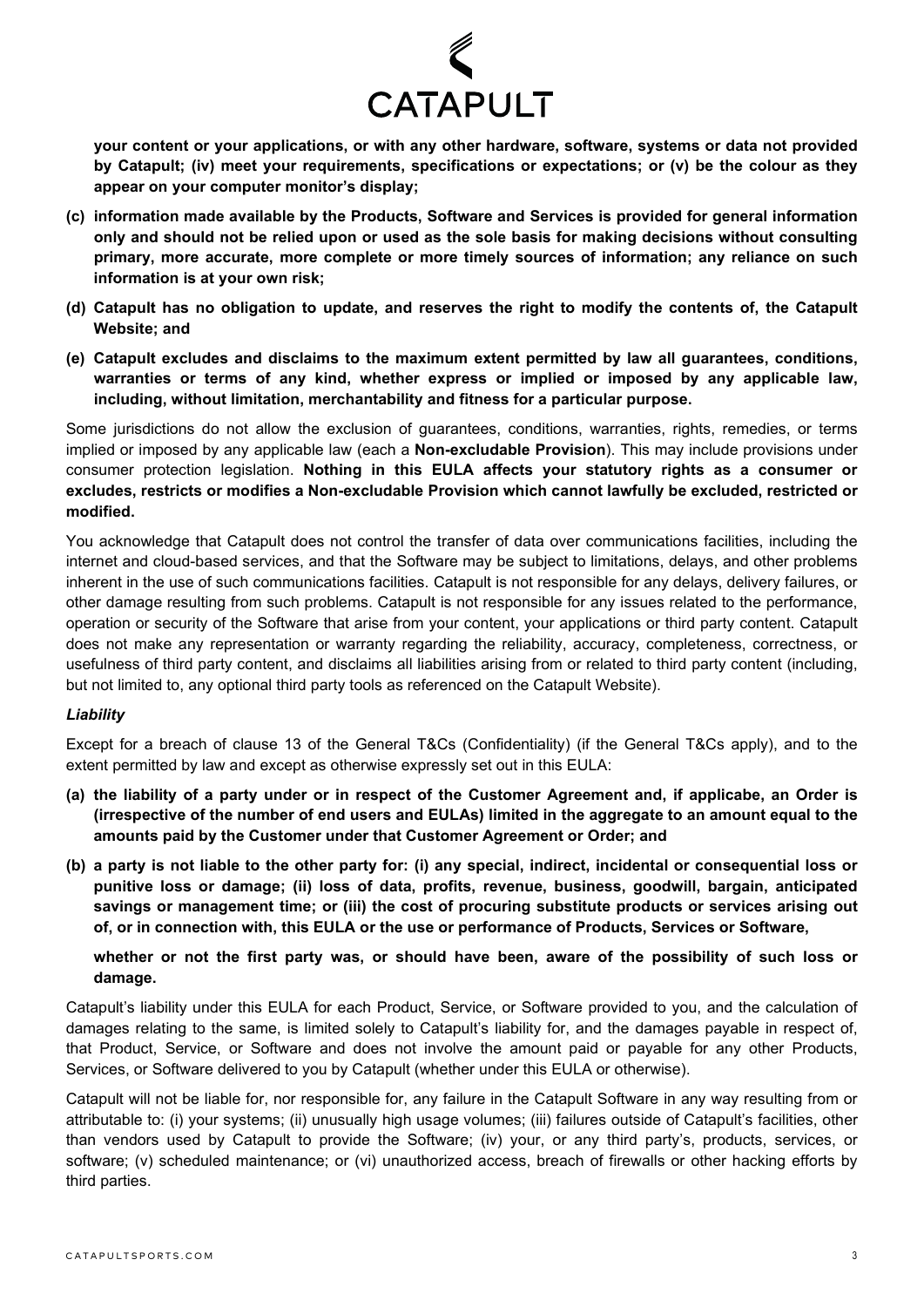**your content or your applications, or with any other hardware, software, systems or data not provided by Catapult; (iv) meet your requirements, specifications or expectations; or (v) be the colour as they appear on your computer monitor's display;**

**(c) information made available by the Products, Software and Services is provided for general information only and should not be relied upon or used as the sole basis for making decisions without consulting primary, more accurate, more complete or more timely sources of information; any reliance on such information is at your own risk;**

**(d) Catapult has no obligation to update, and reserves the right to modify the contents of, the Catapult Website; and**

**(e) Catapult excludes and disclaims to the maximum extent permitted by law all guarantees, conditions, warranties or terms of any kind, whether express or implied or imposed by any applicable law, including, without limitation, merchantability and fitness for a particular purpose.**

Some jurisdictions do not allow the exclusion of guarantees, conditions, warranties, rights, remedies, or terms implied or imposed by any applicable law (each a **Non-excludable Provision**). This may include provisions under consumer protection legislation. **Nothing in this EULA affects your statutory rights as a consumer or excludes, restricts or modifies a Non-excludable Provision which cannot lawfully be excluded, restricted or modified.**

You acknowledge that Catapult does not control the transfer of data over communications facilities, including the internet and cloud-based services, and that the Software may be subject to limitations, delays, and other problems inherent in the use of such communications facilities. Catapult is not responsible for any delays, delivery failures, or other damage resulting from such problems. Catapult is not responsible for any issues related to the performance, operation or security of the Software that arise from your content, your applications or third party content. Catapult does not make any representation or warranty regarding the reliability, accuracy, completeness, correctness, or usefulness of third party content, and disclaims all liabilities arising from or related to third party content (including, but not limited to, any optional third party tools as referenced on the Catapult Website).

***Liability***

Except for a breach of clause 13 of the General T&Cs (Confidentiality) (if the General T&Cs apply), and to the extent permitted by law and except as otherwise expressly set out in this EULA:

**(a) the liability of a party under or in respect of the Customer Agreement and, if applicabe, an Order is (irrespective of the number of end users and EULAs) limited in the aggregate to an amount equal to the amounts paid by the Customer under that Customer Agreement or Order; and**

**(b) a party is not liable to the other party for: (i) any special, indirect, incidental or consequential loss or punitive loss or damage; (ii) loss of data, profits, revenue, business, goodwill, bargain, anticipated savings or management time; or (iii) the cost of procuring substitute products or services arising out of, or in connection with, this EULA or the use or performance of Products, Services or Software,**

**whether or not the first party was, or should have been, aware of the possibility of such loss or damage.**

Catapult's liability under this EULA for each Product, Service, or Software provided to you, and the calculation of damages relating to the same, is limited solely to Catapult's liability for, and the damages payable in respect of, that Product, Service, or Software and does not involve the amount paid or payable for any other Products, Services, or Software delivered to you by Catapult (whether under this EULA or otherwise).

Catapult will not be liable for, nor responsible for, any failure in the Catapult Software in any way resulting from or attributable to: (i) your systems; (ii) unusually high usage volumes; (iii) failures outside of Catapult's facilities, other than vendors used by Catapult to provide the Software; (iv) your, or any third party's, products, services, or software; (v) scheduled maintenance; or (vi) unauthorized access, breach of firewalls or other hacking efforts by third parties.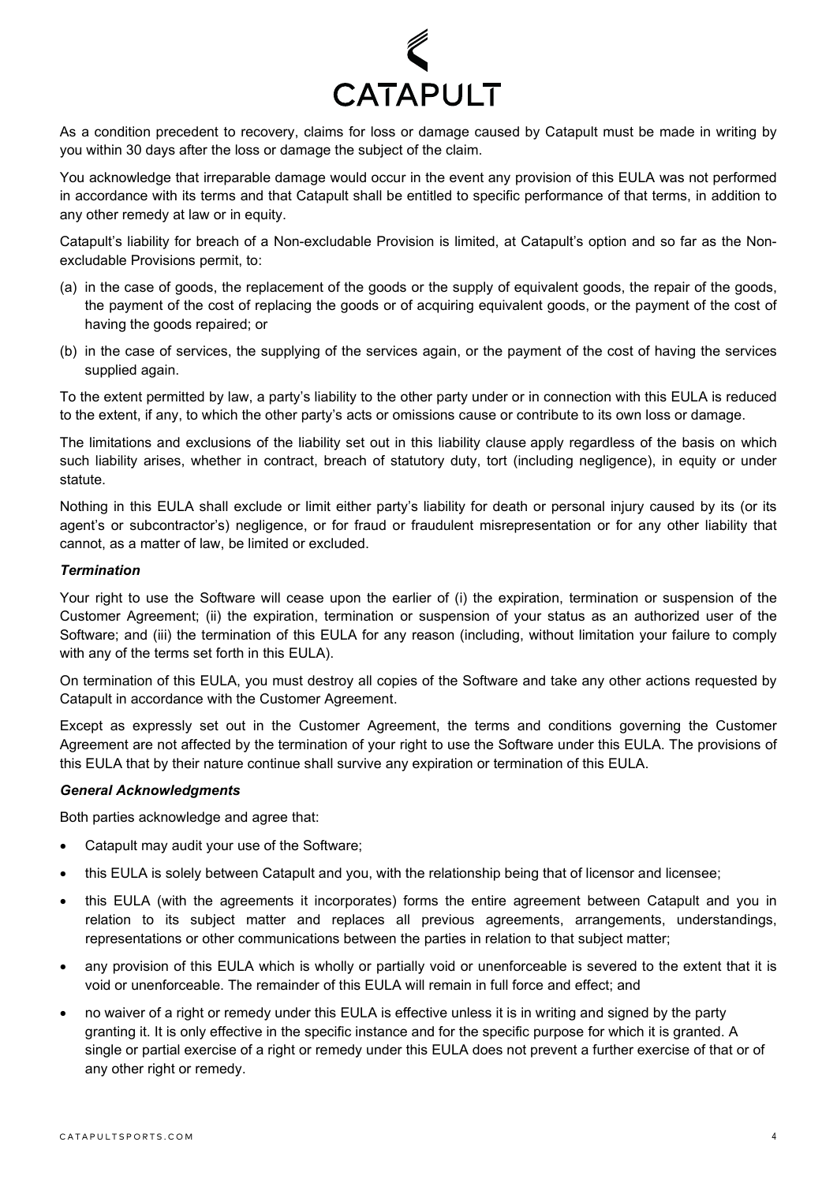As a condition precedent to recovery, claims for loss or damage caused by Catapult must be made in writing by you within 30 days after the loss or damage the subject of the claim.

You acknowledge that irreparable damage would occur in the event any provision of this EULA was not performed in accordance with its terms and that Catapult shall be entitled to specific performance of that terms, in addition to any other remedy at law or in equity.

Catapult's liability for breach of a Non-excludable Provision is limited, at Catapult's option and so far as the Non-excludable Provisions permit, to:

(a) in the case of goods, the replacement of the goods or the supply of equivalent goods, the repair of the goods, the payment of the cost of replacing the goods or of acquiring equivalent goods, or the payment of the cost of having the goods repaired; or

(b) in the case of services, the supplying of the services again, or the payment of the cost of having the services supplied again.

To the extent permitted by law, a party's liability to the other party under or in connection with this EULA is reduced to the extent, if any, to which the other party's acts or omissions cause or contribute to its own loss or damage.

The limitations and exclusions of the liability set out in this liability clause apply regardless of the basis on which such liability arises, whether in contract, breach of statutory duty, tort (including negligence), in equity or under statute.

Nothing in this EULA shall exclude or limit either party's liability for death or personal injury caused by its (or its agent's or subcontractor's) negligence, or for fraud or fraudulent misrepresentation or for any other liability that cannot, as a matter of law, be limited or excluded.

***Termination***

Your right to use the Software will cease upon the earlier of (i) the expiration, termination or suspension of the Customer Agreement; (ii) the expiration, termination or suspension of your status as an authorized user of the Software; and (iii) the termination of this EULA for any reason (including, without limitation your failure to comply with any of the terms set forth in this EULA).

On termination of this EULA, you must destroy all copies of the Software and take any other actions requested by Catapult in accordance with the Customer Agreement.

Except as expressly set out in the Customer Agreement, the terms and conditions governing the Customer Agreement are not affected by the termination of your right to use the Software under this EULA. The provisions of this EULA that by their nature continue shall survive any expiration or termination of this EULA.

***General Acknowledgments***

Both parties acknowledge and agree that:

- Catapult may audit your use of the Software;
- this EULA is solely between Catapult and you, with the relationship being that of licensor and licensee;
- this EULA (with the agreements it incorporates) forms the entire agreement between Catapult and you in relation to its subject matter and replaces all previous agreements, arrangements, understandings, representations or other communications between the parties in relation to that subject matter;
- any provision of this EULA which is wholly or partially void or unenforceable is severed to the extent that it is void or unenforceable. The remainder of this EULA will remain in full force and effect; and
- no waiver of a right or remedy under this EULA is effective unless it is in writing and signed by the party granting it. It is only effective in the specific instance and for the specific purpose for which it is granted. A single or partial exercise of a right or remedy under this EULA does not prevent a further exercise of that or of any other right or remedy.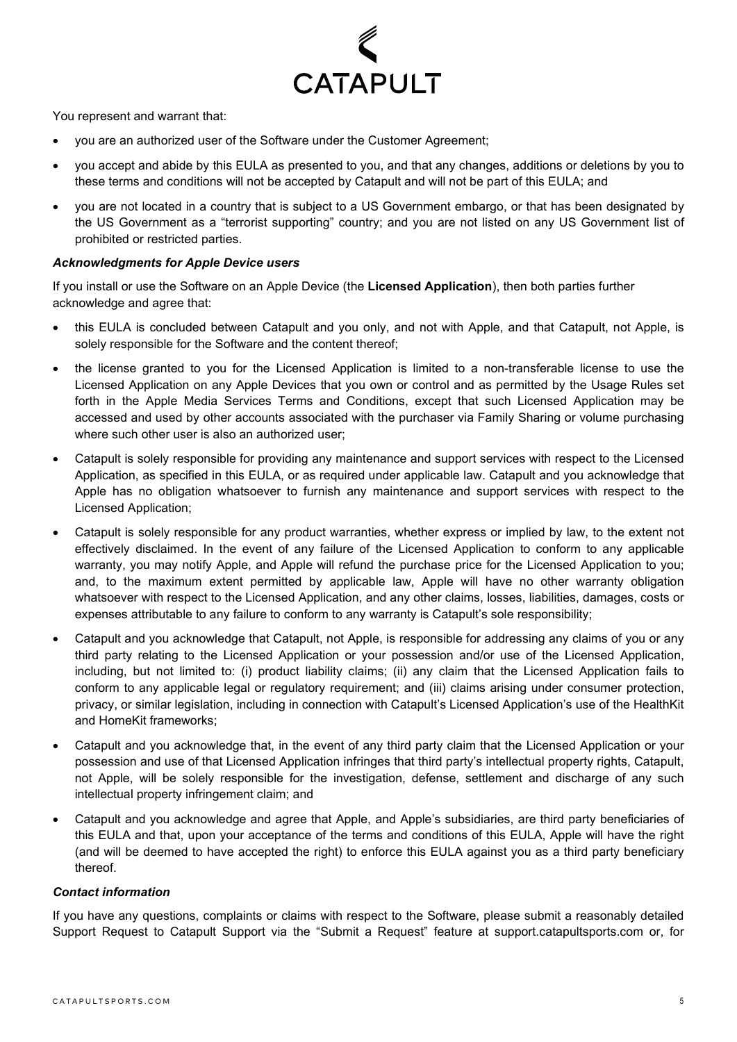You represent and warrant that:

- you are an authorized user of the Software under the Customer Agreement;
- you accept and abide by this EULA as presented to you, and that any changes, additions or deletions by you to these terms and conditions will not be accepted by Catapult and will not be part of this EULA; and
- you are not located in a country that is subject to a US Government embargo, or that has been designated by the US Government as a "terrorist supporting" country; and you are not listed on any US Government list of prohibited or restricted parties.

***Acknowledgments for Apple Device users***

If you install or use the Software on an Apple Device (the **Licensed Application**), then both parties further acknowledge and agree that:

- this EULA is concluded between Catapult and you only, and not with Apple, and that Catapult, not Apple, is solely responsible for the Software and the content thereof;
- the license granted to you for the Licensed Application is limited to a non-transferable license to use the Licensed Application on any Apple Devices that you own or control and as permitted by the Usage Rules set forth in the Apple Media Services Terms and Conditions, except that such Licensed Application may be accessed and used by other accounts associated with the purchaser via Family Sharing or volume purchasing where such other user is also an authorized user;
- Catapult is solely responsible for providing any maintenance and support services with respect to the Licensed Application, as specified in this EULA, or as required under applicable law. Catapult and you acknowledge that Apple has no obligation whatsoever to furnish any maintenance and support services with respect to the Licensed Application;
- Catapult is solely responsible for any product warranties, whether express or implied by law, to the extent not effectively disclaimed. In the event of any failure of the Licensed Application to conform to any applicable warranty, you may notify Apple, and Apple will refund the purchase price for the Licensed Application to you; and, to the maximum extent permitted by applicable law, Apple will have no other warranty obligation whatsoever with respect to the Licensed Application, and any other claims, losses, liabilities, damages, costs or expenses attributable to any failure to conform to any warranty is Catapult's sole responsibility;
- Catapult and you acknowledge that Catapult, not Apple, is responsible for addressing any claims of you or any third party relating to the Licensed Application or your possession and/or use of the Licensed Application, including, but not limited to: (i) product liability claims; (ii) any claim that the Licensed Application fails to conform to any applicable legal or regulatory requirement; and (iii) claims arising under consumer protection, privacy, or similar legislation, including in connection with Catapult's Licensed Application's use of the HealthKit and HomeKit frameworks;
- Catapult and you acknowledge that, in the event of any third party claim that the Licensed Application or your possession and use of that Licensed Application infringes that third party's intellectual property rights, Catapult, not Apple, will be solely responsible for the investigation, defense, settlement and discharge of any such intellectual property infringement claim; and
- Catapult and you acknowledge and agree that Apple, and Apple's subsidiaries, are third party beneficiaries of this EULA and that, upon your acceptance of the terms and conditions of this EULA, Apple will have the right (and will be deemed to have accepted the right) to enforce this EULA against you as a third party beneficiary thereof.

***Contact information***

If you have any questions, complaints or claims with respect to the Software, please submit a reasonably detailed Support Request to Catapult Support via the "Submit a Request" feature at support.catapultsports.com or, for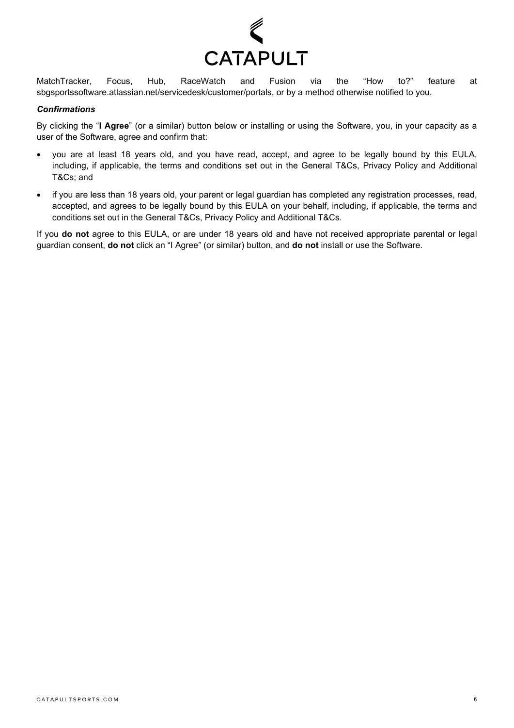MatchTracker, Focus, Hub, RaceWatch and Fusion via the "How to?" feature at sbgsportssoftware.atlassian.net/servicedesk/customer/portals, or by a method otherwise notified to you.

***Confirmations***

By clicking the "**I Agree**" (or a similar) button below or installing or using the Software, you, in your capacity as a user of the Software, agree and confirm that:

- you are at least 18 years old, and you have read, accept, and agree to be legally bound by this EULA, including, if applicable, the terms and conditions set out in the General T&Cs, Privacy Policy and Additional T&Cs; and
- if you are less than 18 years old, your parent or legal guardian has completed any registration processes, read, accepted, and agrees to be legally bound by this EULA on your behalf, including, if applicable, the terms and conditions set out in the General T&Cs, Privacy Policy and Additional T&Cs.

If you **do not** agree to this EULA, or are under 18 years old and have not received appropriate parental or legal guardian consent, **do not** click an "I Agree" (or similar) button, and **do not** install or use the Software.